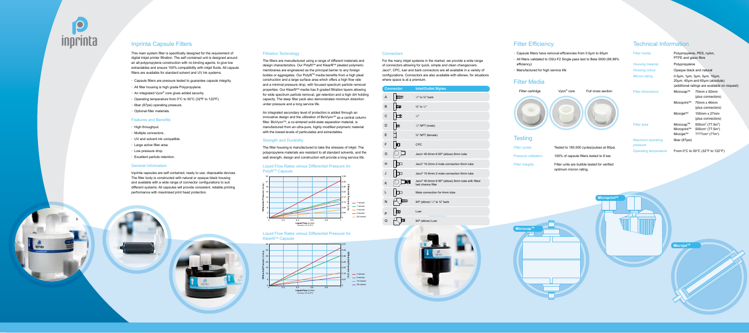# Inprinta Capsule Filters

This main system filter is specifically designed for the requirement of digital inkjet printer filtration. The self contained unit is designed around an all-polypropylene construction with no binding agents, to give low extractables and ensure 100% compatibility with inkjet fluids. All capsule filters are available for standard solvent and UV ink systems.

- Capsule filters are pressure tested to guarantee capsule integrity.
- All filter housing is high grade Polypropylene.
- An integrated Vyon® core gives added security.
- Operating temperature from 0°C to 50°C (32°F to 122°F).
- 6bar (87psi) operating pressure.
- Optional filter materials.

## Features and Benefits

- High throughput.
- Multiple connectors.
- UV and solvent ink compatible.
- Large active filter area.
- Low pressure drop.
- Excellent particle retention.

## General Information

Inprinta capsules are self contained, ready to use, disposable devices. The filter body is constructed with natural or opaque black housing and available with a wide range of connector configurations to suit different systems. All capsules will provide consistent, reliable printing performance with maximised print head protection.

## Filtration Technology

The filters are manufactured using a range of different materials and design characteristics. Our Polyfil™ and Klearfil™ pleated polymeric membranes are engineered as the principal barrier to any foreign bodies or aggregates. Our Polyfil™ media benefits from a high pleat construction and a large surface area which offers a high flow rate and a minimal pressure drop, with focused spectrum particle removal properties. Our Klearfil™ media has 8 graded filtration layers allowing for wide spectrum particle removal, gel retention and a high dirt holding capacity. The deep filter pack also demonstrates minimum distortion under pressure and a long service life.

An integrated secondary level of protection is added through an innovative design and the utilization of BioVyon™ as a central column filter. BioVyon™, a co-sintered solid-state separation material, is manufactured from an ultra-pure, highly modified polymeric material with the lowest levels of particulates and extractables.

## Strength and Durability

The filter housing is manufactured to take the stresses of inkjet. The polypropylene materials are resistant to all standard solvents, and the wall strength, design and construction will provide a long service life.

### Liquid Flow Rates versus Differential Pressure for Polyfil™ Capsule

### Liquid Flow Rates versus Differential Pressure for Klearfil™ Capsule

## Connectors

For the many inkjet systems in the market, we provide a wide range of connectors allowing for quick, simple and clean changeovers. Jaco®, CPC, luer and barb connectors are all available in a variety of configurations. Connectors are also available with elbows, for situations where space is at a premium.

| Connector | Inlet/Outlet Styles |
|---|---|
| A | ¼" to ⅜" barb |
| B | ⅜" to ¼" |
| C | ¼" |
| D | ¼" NPT (male) |
| E | ⅜" NPT (female) |
| F | CPC |
| G | Jaco® 40-6mm-6 90° (elbow) 6mm tube |
| H | Jaco® 10-2mm-2 male connection 6mm tube |
| J | Jaco® 10-6mm-2 male connection 6mm tube |
| K | Jaco® 40-6mm-6 90° (elbow) 6mm tube with fitted last chance filter |
| L | Male connection for 4mm tube |
| N | 90° (elbow) ¼" to ⅜" barb |
| P | Luer |
| Q | 90° (elbow) Luer |

## Filter Efficiency

- Capsule filters have removal efficiencies from 0.5µm to 60µm
- All filters validated to OSU-F2 Single pass test to Beta 5000 (99.98% efficiency)
- Manufactured for high service life

## Filter Media

Filter cartridge | Vyon® core | Full cross section

## Testing

| | |
|---|---|
| Filter cycles | Tested to 180,000 cycles/pulses at 80psi. |
| Pressure validation | 100% of capsule filters tested to 6 bar. |
| Filter integrity | Filter units are bubble tested for verified optimum micron rating. |

## Technical Information

| | | |
|---|---|---|
| Filter media | Polypropylene, PES, nylon, PTFE and glass fibre | |
| Housing material | Polypropylene | |
| Housing colour | Opaque black and natural | |
| Micron rating | 0.5µm, 1µm, 3µm, 5µm, 10µm, 20µm, 40µm and 60µm (absolute) (additional ratings are available on request) | |
| Filter dimensions | Microcap™ | 70mm x 52mm (plus connectors) |
| | Microprint™ | 70mm x 46mm (plus connectors) |
| | Microjet™ | 100mm x 27mm (plus connectors) |
| Filter area | Microcap™ | 500cm² (77.5in²) |
| | Microprint™ | 500cm² (77.5in²) |
| | Microjet™ | ????cm² (??in²) |
| Maximum operating pressure | 6bar (87psi) | |
| Operating temperature | From 0°C to 50°C (32°F to 122°F) | |

Microcap™ | Microprint™ | Microjet™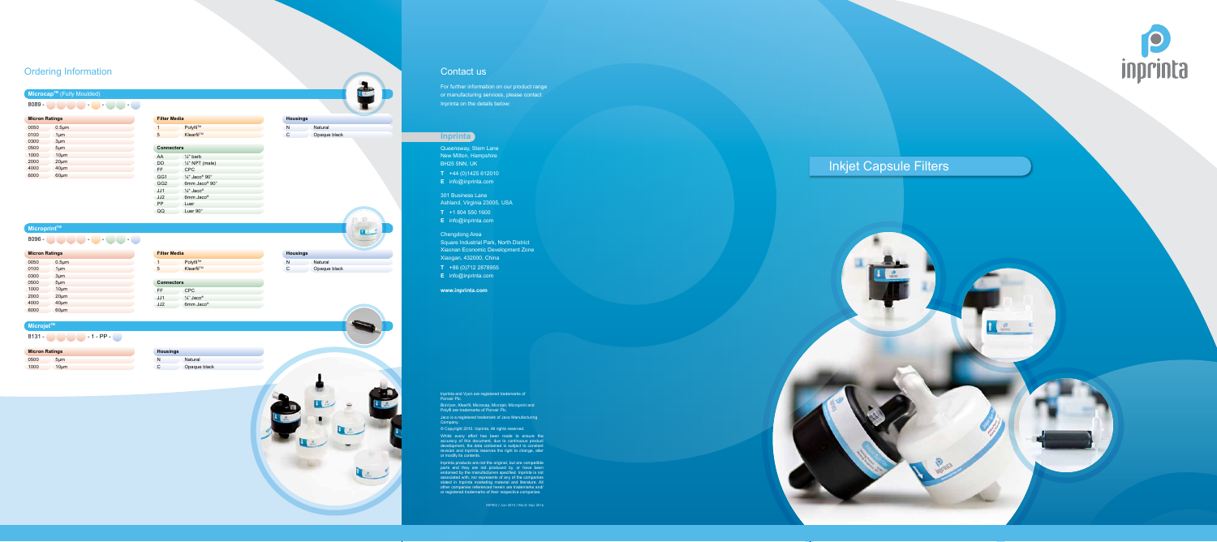## Ordering Information

### Microcap™ (Fully Moulded)

8089 - ◯◯◯◯ - ◯ - ◯◯ - ◯

| Micron Ratings | |
|---|---|
| 0050 | 0.5µm |
| 0100 | 1µm |
| 0300 | 3µm |
| 0500 | 5µm |
| 1000 | 10µm |
| 2000 | 20µm |
| 4000 | 40µm |
| 6000 | 60µm |

| Filter Media | |
|---|---|
| 1 | Polyfil™ |
| 5 | Klearfil™ |

| Connectors | |
|---|---|
| AA | ¼" barb |
| DD | ⅛" NPT (male) |
| FF | CPC |
| GG1 | ¼" Jaco® 90° |
| GG2 | 6mm Jaco® 90° |
| JJ1 | ¼" Jaco® |
| JJ2 | 6mm Jaco® |
| PP | Luer |
| QQ | Luer 90° |

| Housings | |
|---|---|
| N | Natural |
| C | Opaque black |

### Microprint™

8096 - ◯◯◯◯ - ◯ - ◯◯ - ◯

| Micron Ratings | |
|---|---|
| 0050 | 0.5µm |
| 0100 | 1µm |
| 0300 | 3µm |
| 0500 | 5µm |
| 1000 | 10µm |
| 2000 | 20µm |
| 4000 | 40µm |
| 6000 | 60µm |

| Filter Media | |
|---|---|
| 1 | Polyfil™ |
| 5 | Klearfil™ |

| Connectors | |
|---|---|
| FF | CPC |
| JJ1 | ¼" Jaco® |
| JJ2 | 6mm Jaco® |

| Housings | |
|---|---|
| N | Natural |
| C | Opaque black |

### Microjet™

8131 - ◯◯◯◯ - 1 - PP - ◯

| Micron Ratings | |
|---|---|
| 0500 | 5µm |
| 1000 | 10µm |

| Housings | |
|---|---|
| N | Natural |
| C | Opaque black |

## Contact us

For further information on our product range or manufacturing services, please contact Inprinta on the details below:

### Inprinta

Queensway, Stem Lane
New Milton, Hampshire
BH25 5NN, UK

**T** +44 (0)1425 612010
**E** info@inprinta.com

301 Business Lane
Ashland, Virginia 23005, USA

**T** +1 804 550 1600
**E** info@inprinta.com

Chengdong Area
Square Industrial Park, North District
Xiaonan Economic Development Zone
Xiaogan, 432000, China

**T** +86 (0)712 2878955
**E** info@inprinta.com

**www.inprinta.com**

Inprinta and Vyon are registered trademarks of Porvair Plc.

BioVyon, Klearfil, Microcap, Microjet, Microprint and Polyfil are trademarks of Porvair Plc.

Jaco is a registered trademark of Jaco Manufacturing Company.

© Copyright 2016. Inprinta. All rights reserved.

Whilst every effort has been made to ensure the accuracy of this document, due to continuous product development, the data contained is subject to constant revision and Inprinta reserves the right to change, alter or modify its contents.

Inprinta products are not the original, but are compatible parts and they are not produced by, or have been endorsed by the manufacturers specified. Inprinta is not associated with, nor represents of any of the companies stated in Inprinta marketing material and literature. All other companies referenced herein are trademarks and/ or registered trademarks of their respective companies.

INP002 / Jun 2015 / Rev2: Sep 2016

# Inkjet Capsule Filters